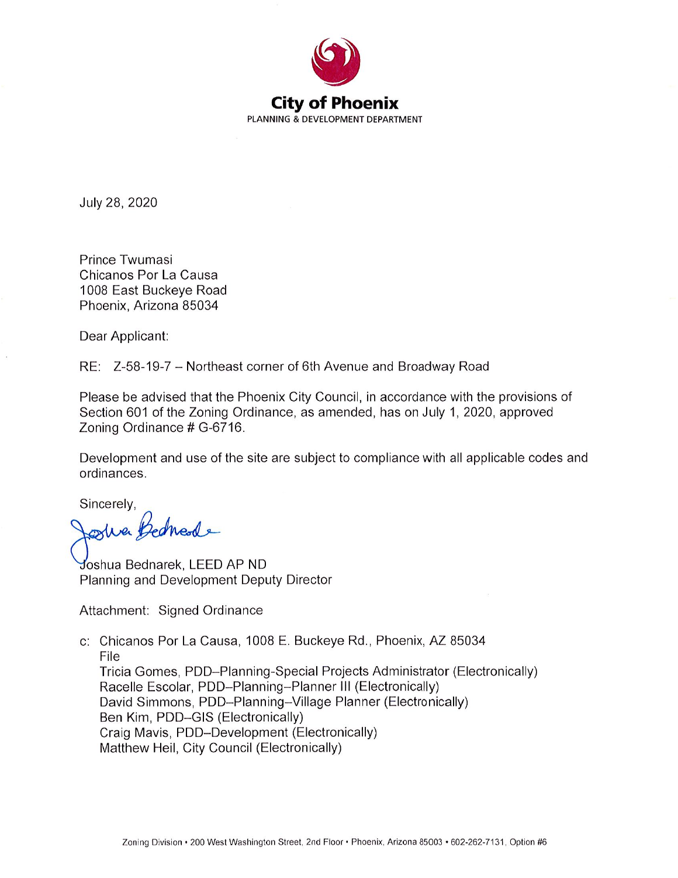# City of Phoenix

PLANNING & DEVELOPMENT DEPARTMENT

July 28, 2020

Prince Twumasi
Chicanos Por La Causa
1008 East Buckeye Road
Phoenix, Arizona 85034

Dear Applicant:

RE: Z-58-19-7 – Northeast corner of 6th Avenue and Broadway Road

Please be advised that the Phoenix City Council, in accordance with the provisions of Section 601 of the Zoning Ordinance, as amended, has on July 1, 2020, approved Zoning Ordinance # G-6716.

Development and use of the site are subject to compliance with all applicable codes and ordinances.

Sincerely,

Joshua Bednarek

Joshua Bednarek, LEED AP ND
Planning and Development Deputy Director

Attachment: Signed Ordinance

c: Chicanos Por La Causa, 1008 E. Buckeye Rd., Phoenix, AZ 85034
File
Tricia Gomes, PDD–Planning-Special Projects Administrator (Electronically)
Racelle Escolar, PDD–Planning–Planner III (Electronically)
David Simmons, PDD–Planning–Village Planner (Electronically)
Ben Kim, PDD–GIS (Electronically)
Craig Mavis, PDD–Development (Electronically)
Matthew Heil, City Council (Electronically)

Zoning Division • 200 West Washington Street, 2nd Floor • Phoenix, Arizona 85003 • 602-262-7131, Option #6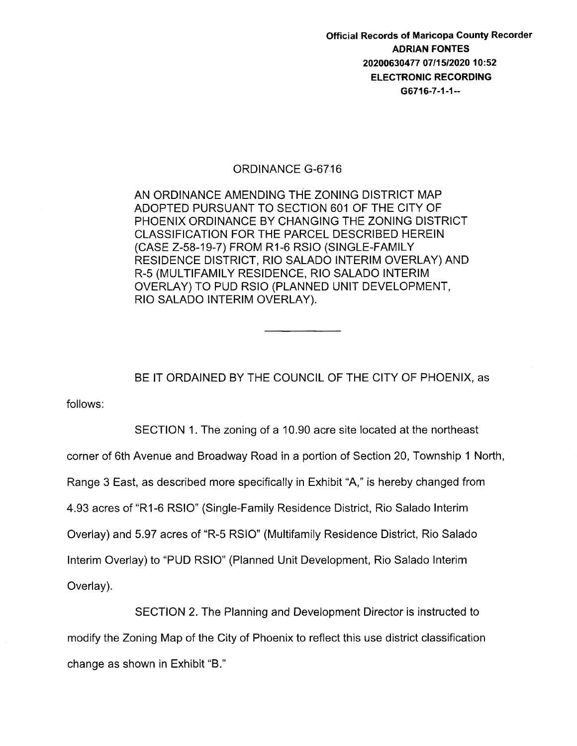**Official Records of Maricopa County Recorder**
**ADRIAN FONTES**
**20200630477 07/15/2020 10:52**
**ELECTRONIC RECORDING**
**G6716-7-1-1--**

# ORDINANCE G-6716

AN ORDINANCE AMENDING THE ZONING DISTRICT MAP ADOPTED PURSUANT TO SECTION 601 OF THE CITY OF PHOENIX ORDINANCE BY CHANGING THE ZONING DISTRICT CLASSIFICATION FOR THE PARCEL DESCRIBED HEREIN (CASE Z-58-19-7) FROM R1-6 RSIO (SINGLE-FAMILY RESIDENCE DISTRICT, RIO SALADO INTERIM OVERLAY) AND R-5 (MULTIFAMILY RESIDENCE, RIO SALADO INTERIM OVERLAY) TO PUD RSIO (PLANNED UNIT DEVELOPMENT, RIO SALADO INTERIM OVERLAY).

---

BE IT ORDAINED BY THE COUNCIL OF THE CITY OF PHOENIX, as follows:

SECTION 1. The zoning of a 10.90 acre site located at the northeast corner of 6th Avenue and Broadway Road in a portion of Section 20, Township 1 North, Range 3 East, as described more specifically in Exhibit "A," is hereby changed from 4.93 acres of "R1-6 RSIO" (Single-Family Residence District, Rio Salado Interim Overlay) and 5.97 acres of "R-5 RSIO" (Multifamily Residence District, Rio Salado Interim Overlay) to "PUD RSIO" (Planned Unit Development, Rio Salado Interim Overlay).

SECTION 2. The Planning and Development Director is instructed to modify the Zoning Map of the City of Phoenix to reflect this use district classification change as shown in Exhibit "B."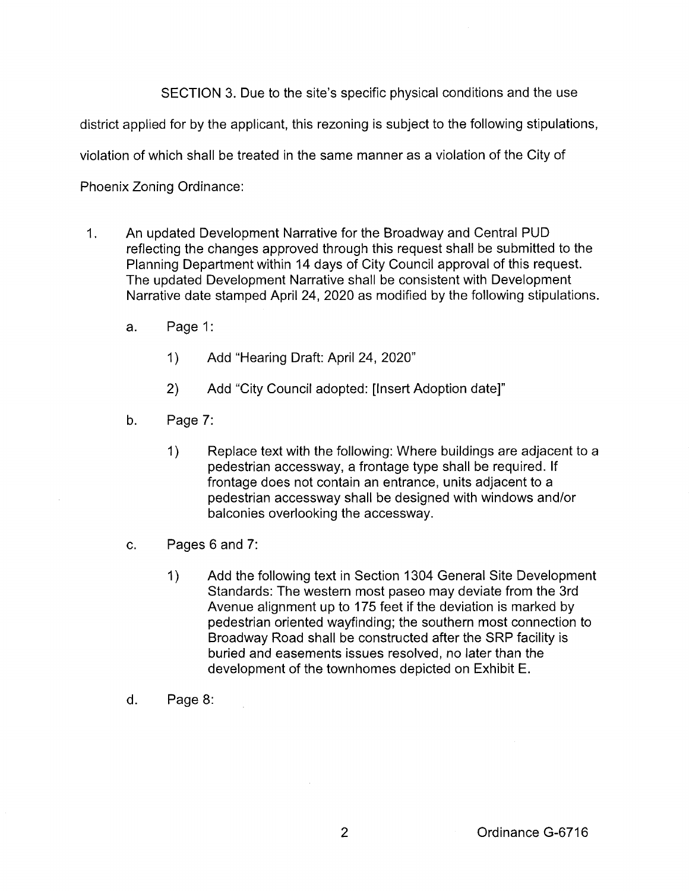SECTION 3. Due to the site's specific physical conditions and the use district applied for by the applicant, this rezoning is subject to the following stipulations, violation of which shall be treated in the same manner as a violation of the City of Phoenix Zoning Ordinance:

1. An updated Development Narrative for the Broadway and Central PUD reflecting the changes approved through this request shall be submitted to the Planning Department within 14 days of City Council approval of this request. The updated Development Narrative shall be consistent with Development Narrative date stamped April 24, 2020 as modified by the following stipulations.

   a. Page 1:

      1) Add "Hearing Draft: April 24, 2020"

      2) Add "City Council adopted: [Insert Adoption date]"

   b. Page 7:

      1) Replace text with the following: Where buildings are adjacent to a pedestrian accessway, a frontage type shall be required. If frontage does not contain an entrance, units adjacent to a pedestrian accessway shall be designed with windows and/or balconies overlooking the accessway.

   c. Pages 6 and 7:

      1) Add the following text in Section 1304 General Site Development Standards: The western most paseo may deviate from the 3rd Avenue alignment up to 175 feet if the deviation is marked by pedestrian oriented wayfinding; the southern most connection to Broadway Road shall be constructed after the SRP facility is buried and easements issues resolved, no later than the development of the townhomes depicted on Exhibit E.

   d. Page 8:

Ordinance G-6716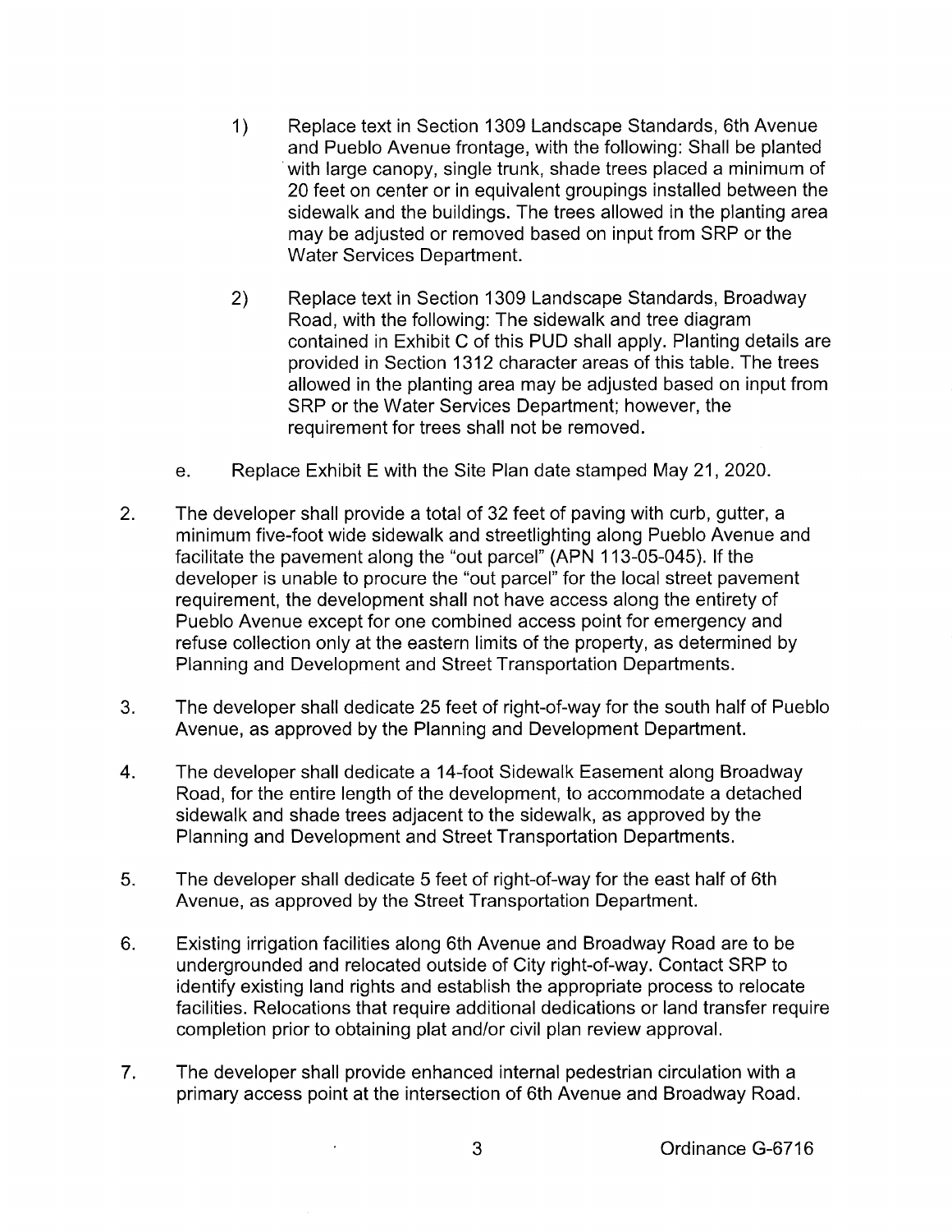1) Replace text in Section 1309 Landscape Standards, 6th Avenue and Pueblo Avenue frontage, with the following: Shall be planted with large canopy, single trunk, shade trees placed a minimum of 20 feet on center or in equivalent groupings installed between the sidewalk and the buildings. The trees allowed in the planting area may be adjusted or removed based on input from SRP or the Water Services Department.

2) Replace text in Section 1309 Landscape Standards, Broadway Road, with the following: The sidewalk and tree diagram contained in Exhibit C of this PUD shall apply. Planting details are provided in Section 1312 character areas of this table. The trees allowed in the planting area may be adjusted based on input from SRP or the Water Services Department; however, the requirement for trees shall not be removed.

e. Replace Exhibit E with the Site Plan date stamped May 21, 2020.

2. The developer shall provide a total of 32 feet of paving with curb, gutter, a minimum five-foot wide sidewalk and streetlighting along Pueblo Avenue and facilitate the pavement along the "out parcel" (APN 113-05-045). If the developer is unable to procure the "out parcel" for the local street pavement requirement, the development shall not have access along the entirety of Pueblo Avenue except for one combined access point for emergency and refuse collection only at the eastern limits of the property, as determined by Planning and Development and Street Transportation Departments.

3. The developer shall dedicate 25 feet of right-of-way for the south half of Pueblo Avenue, as approved by the Planning and Development Department.

4. The developer shall dedicate a 14-foot Sidewalk Easement along Broadway Road, for the entire length of the development, to accommodate a detached sidewalk and shade trees adjacent to the sidewalk, as approved by the Planning and Development and Street Transportation Departments.

5. The developer shall dedicate 5 feet of right-of-way for the east half of 6th Avenue, as approved by the Street Transportation Department.

6. Existing irrigation facilities along 6th Avenue and Broadway Road are to be undergrounded and relocated outside of City right-of-way. Contact SRP to identify existing land rights and establish the appropriate process to relocate facilities. Relocations that require additional dedications or land transfer require completion prior to obtaining plat and/or civil plan review approval.

7. The developer shall provide enhanced internal pedestrian circulation with a primary access point at the intersection of 6th Avenue and Broadway Road.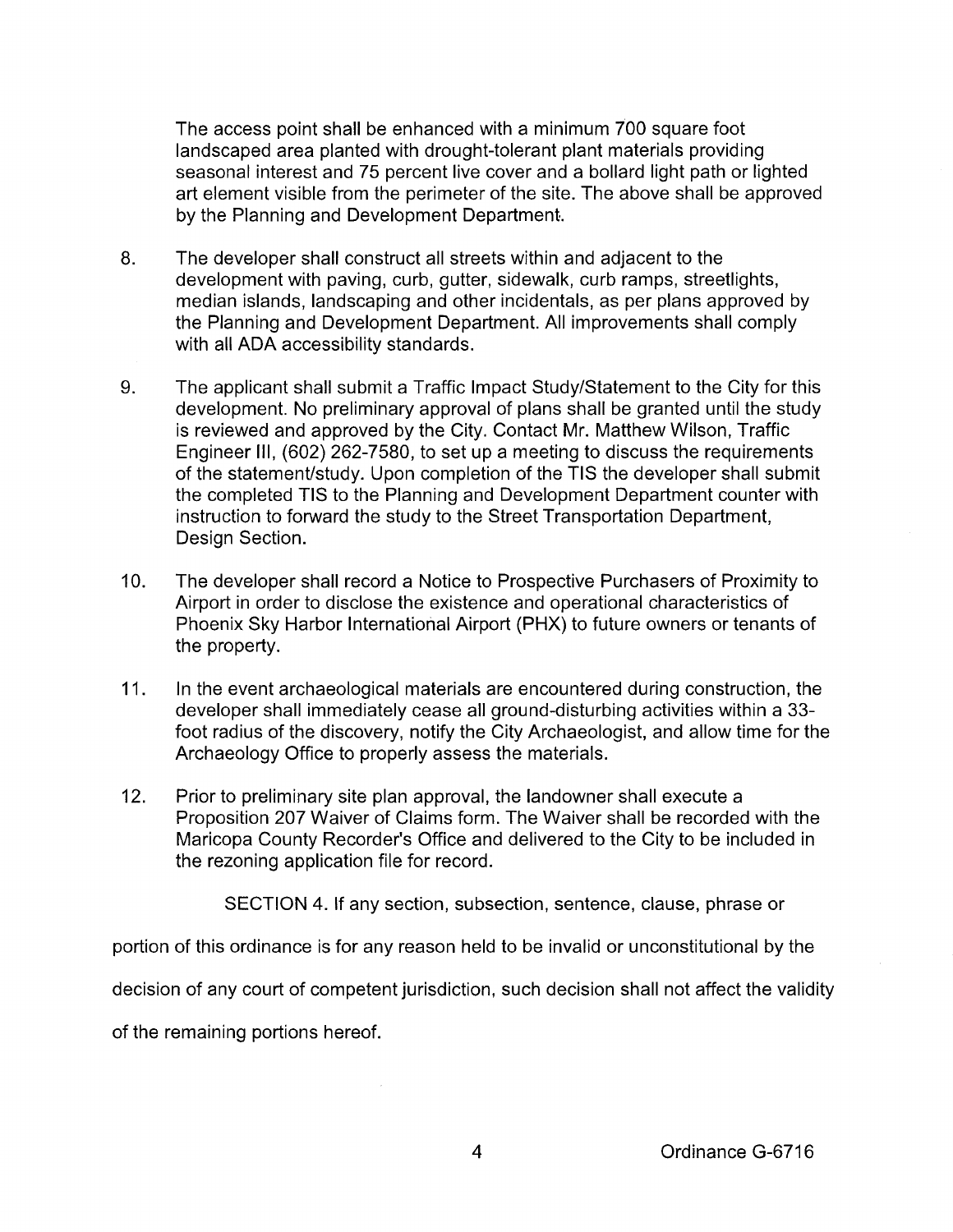The access point shall be enhanced with a minimum 700 square foot landscaped area planted with drought-tolerant plant materials providing seasonal interest and 75 percent live cover and a bollard light path or lighted art element visible from the perimeter of the site. The above shall be approved by the Planning and Development Department.

8. The developer shall construct all streets within and adjacent to the development with paving, curb, gutter, sidewalk, curb ramps, streetlights, median islands, landscaping and other incidentals, as per plans approved by the Planning and Development Department. All improvements shall comply with all ADA accessibility standards.

9. The applicant shall submit a Traffic Impact Study/Statement to the City for this development. No preliminary approval of plans shall be granted until the study is reviewed and approved by the City. Contact Mr. Matthew Wilson, Traffic Engineer III, (602) 262-7580, to set up a meeting to discuss the requirements of the statement/study. Upon completion of the TIS the developer shall submit the completed TIS to the Planning and Development Department counter with instruction to forward the study to the Street Transportation Department, Design Section.

10. The developer shall record a Notice to Prospective Purchasers of Proximity to Airport in order to disclose the existence and operational characteristics of Phoenix Sky Harbor International Airport (PHX) to future owners or tenants of the property.

11. In the event archaeological materials are encountered during construction, the developer shall immediately cease all ground-disturbing activities within a 33-foot radius of the discovery, notify the City Archaeologist, and allow time for the Archaeology Office to properly assess the materials.

12. Prior to preliminary site plan approval, the landowner shall execute a Proposition 207 Waiver of Claims form. The Waiver shall be recorded with the Maricopa County Recorder's Office and delivered to the City to be included in the rezoning application file for record.

SECTION 4. If any section, subsection, sentence, clause, phrase or portion of this ordinance is for any reason held to be invalid or unconstitutional by the decision of any court of competent jurisdiction, such decision shall not affect the validity of the remaining portions hereof.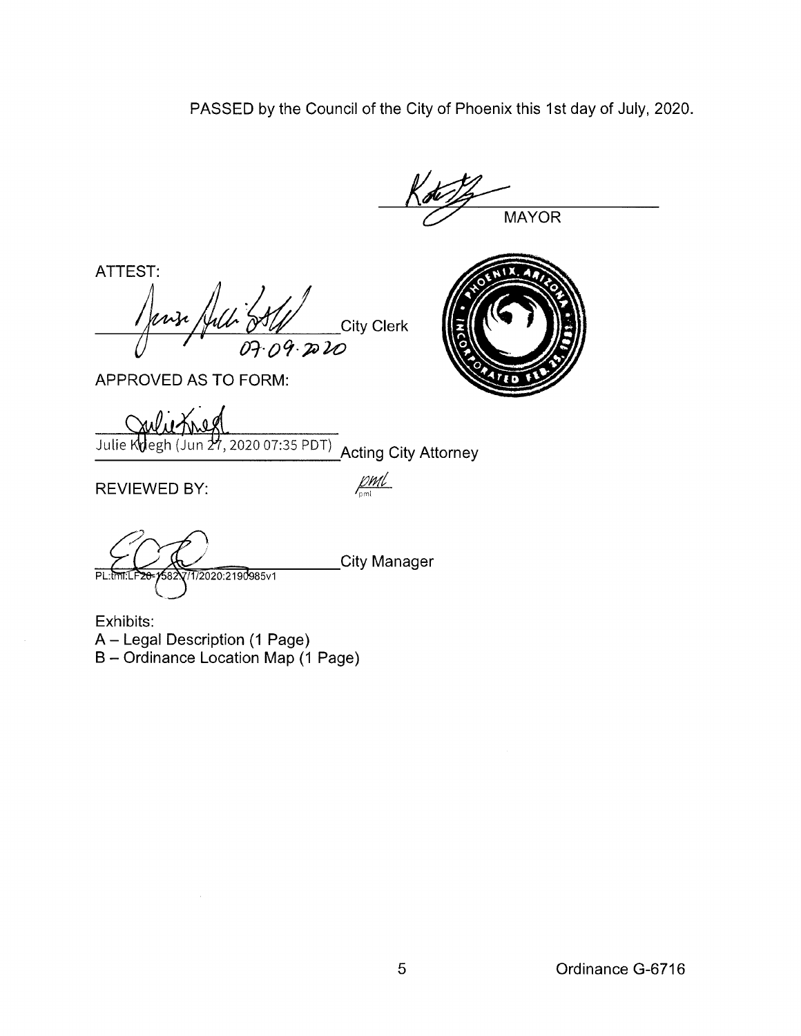PASSED by the Council of the City of Phoenix this 1st day of July, 2020.

MAYOR

ATTEST:

07.09.2020

City Clerk

APPROVED AS TO FORM:

Julie Kriegh (Jun 27, 2020 07:35 PDT) Acting City Attorney

REVIEWED BY: pml

City Manager

PL:tml:LF20-1582:7/1/2020:2190985v1

Exhibits:
A – Legal Description (1 Page)
B – Ordinance Location Map (1 Page)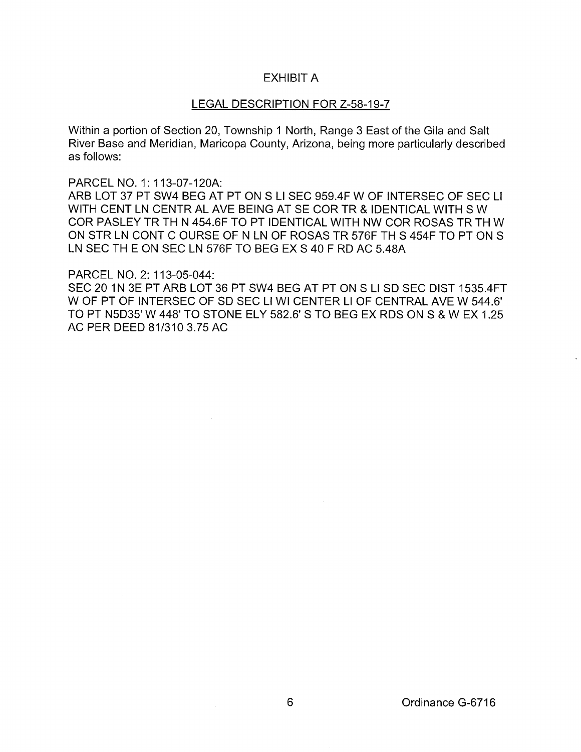# EXHIBIT A

## LEGAL DESCRIPTION FOR Z-58-19-7

Within a portion of Section 20, Township 1 North, Range 3 East of the Gila and Salt River Base and Meridian, Maricopa County, Arizona, being more particularly described as follows:

PARCEL NO. 1: 113-07-120A:
ARB LOT 37 PT SW4 BEG AT PT ON S LI SEC 959.4F W OF INTERSEC OF SEC LI WITH CENT LN CENTR AL AVE BEING AT SE COR TR & IDENTICAL WITH S W COR PASLEY TR TH N 454.6F TO PT IDENTICAL WITH NW COR ROSAS TR TH W ON STR LN CONT C OURSE OF N LN OF ROSAS TR 576F TH S 454F TO PT ON S LN SEC TH E ON SEC LN 576F TO BEG EX S 40 F RD AC 5.48A

PARCEL NO. 2: 113-05-044:
SEC 20 1N 3E PT ARB LOT 36 PT SW4 BEG AT PT ON S LI SD SEC DIST 1535.4FT W OF PT OF INTERSEC OF SD SEC LI WI CENTER LI OF CENTRAL AVE W 544.6' TO PT N5D35' W 448' TO STONE ELY 582.6' S TO BEG EX RDS ON S & W EX 1.25 AC PER DEED 81/310 3.75 AC

Ordinance G-6716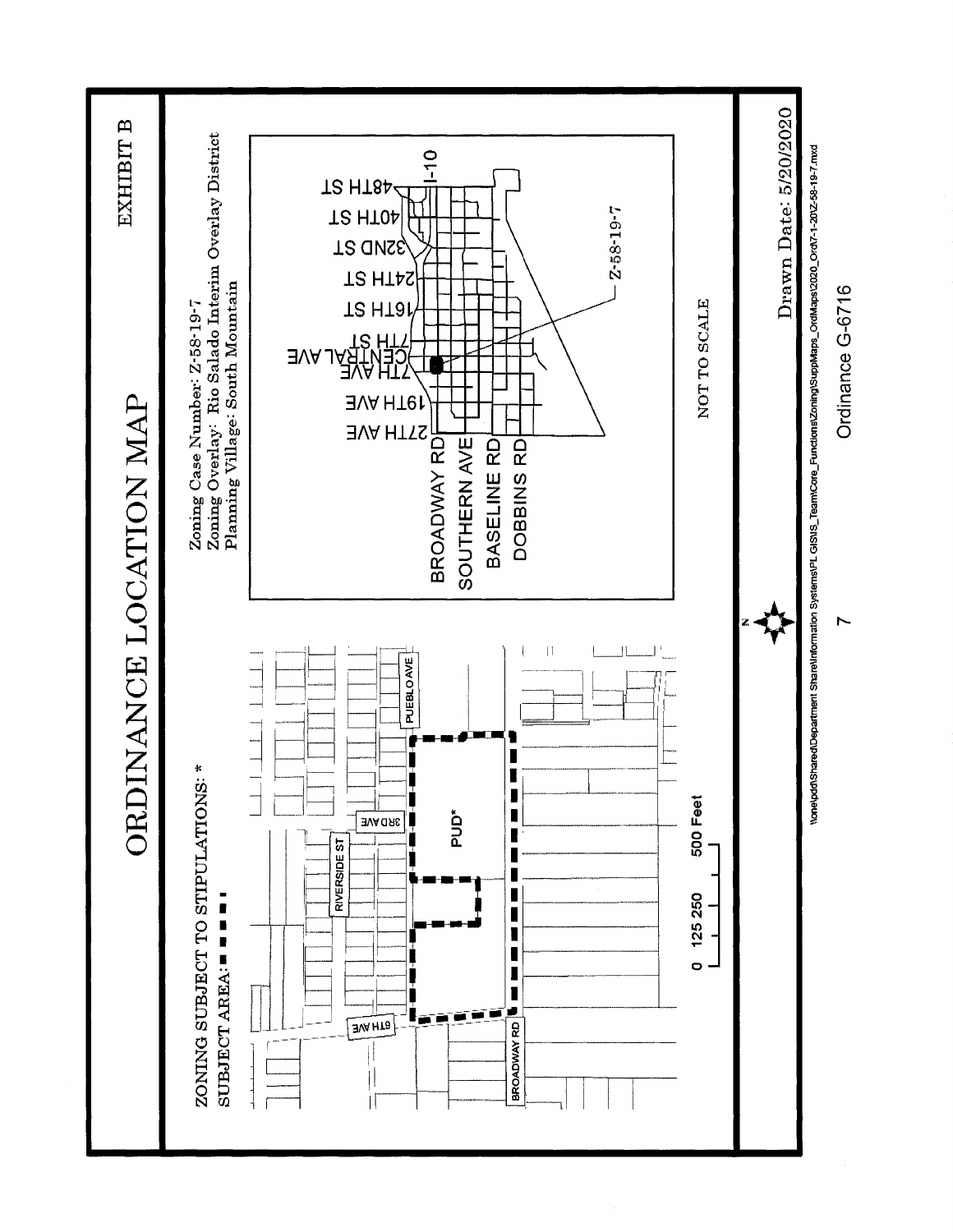# ORDINANCE LOCATION MAP

EXHIBIT B

ZONING SUBJECT TO STIPULATIONS: *

SUBJECT AREA: ■ ■ ■ ■ ■

Zoning Case Number: Z-58-19-7
Zoning Overlay: Rio Salado Interim Overlay District
Planning Village: South Mountain

PUD*

RIVERSIDE ST
3RD AVE
5TH AVE
PUEBLO AVE
BROADWAY RD

0 125 250 500 Feet

BROADWAY RD
SOUTHERN AVE
BASELINE RD
DOBBINS RD
27TH AVE
19TH AVE
7TH AVE
CENTRAL AVE
7TH ST
16TH ST
24TH ST
32ND ST
40TH ST
48TH ST
I-10
Z-58-19-7

NOT TO SCALE

Drawn Date: 5/20/2020

\\one\pdd\Shared\Department Share\Information Systems\PL GIS\IS_Team\Core_Functions\Zoning\SuppMaps_OrdMaps\2020_Ord\7-1-20\Z-58-19-7.mxd

Ordinance G-6716